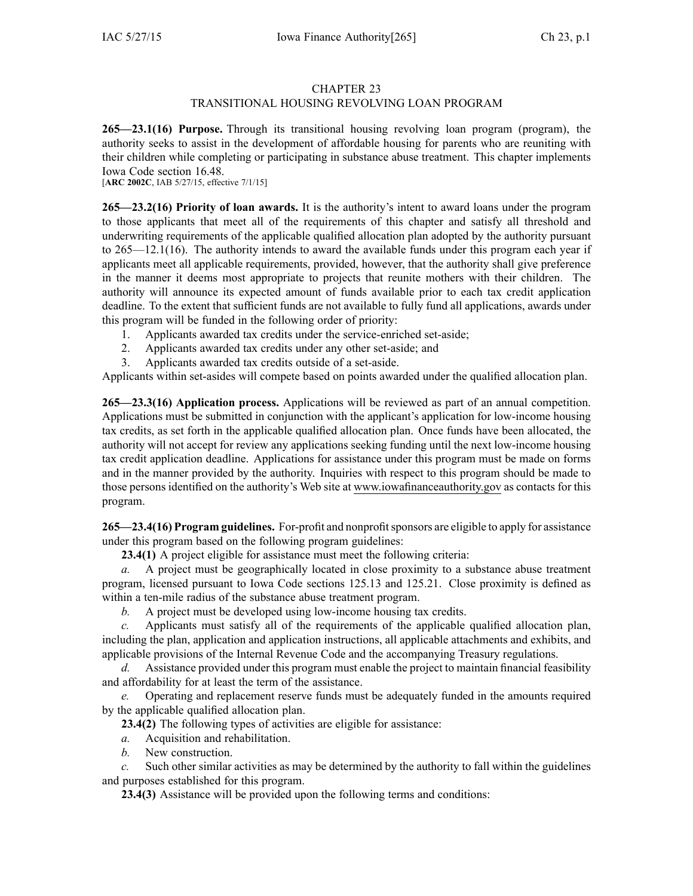# CHAPTER 23
## TRANSITIONAL HOUSING REVOLVING LOAN PROGRAM

**265—23.1(16) Purpose.** Through its transitional housing revolving loan program (program), the authority seeks to assist in the development of affordable housing for parents who are reuniting with their children while completing or participating in substance abuse treatment. This chapter implements Iowa Code section 16.48.
[**ARC 2002C**, IAB 5/27/15, effective 7/1/15]

**265—23.2(16) Priority of loan awards.** It is the authority's intent to award loans under the program to those applicants that meet all of the requirements of this chapter and satisfy all threshold and underwriting requirements of the applicable qualified allocation plan adopted by the authority pursuant to 265—12.1(16). The authority intends to award the available funds under this program each year if applicants meet all applicable requirements, provided, however, that the authority shall give preference in the manner it deems most appropriate to projects that reunite mothers with their children. The authority will announce its expected amount of funds available prior to each tax credit application deadline. To the extent that sufficient funds are not available to fully fund all applications, awards under this program will be funded in the following order of priority:

1. Applicants awarded tax credits under the service-enriched set-aside;
2. Applicants awarded tax credits under any other set-aside; and
3. Applicants awarded tax credits outside of a set-aside.

Applicants within set-asides will compete based on points awarded under the qualified allocation plan.

**265—23.3(16) Application process.** Applications will be reviewed as part of an annual competition. Applications must be submitted in conjunction with the applicant's application for low-income housing tax credits, as set forth in the applicable qualified allocation plan. Once funds have been allocated, the authority will not accept for review any applications seeking funding until the next low-income housing tax credit application deadline. Applications for assistance under this program must be made on forms and in the manner provided by the authority. Inquiries with respect to this program should be made to those persons identified on the authority's Web site at www.iowafinanceauthority.gov as contacts for this program.

**265—23.4(16) Program guidelines.** For-profit and nonprofit sponsors are eligible to apply for assistance under this program based on the following program guidelines:

**23.4(1)** A project eligible for assistance must meet the following criteria:

*a.* A project must be geographically located in close proximity to a substance abuse treatment program, licensed pursuant to Iowa Code sections 125.13 and 125.21. Close proximity is defined as within a ten-mile radius of the substance abuse treatment program.

*b.* A project must be developed using low-income housing tax credits.

*c.* Applicants must satisfy all of the requirements of the applicable qualified allocation plan, including the plan, application and application instructions, all applicable attachments and exhibits, and applicable provisions of the Internal Revenue Code and the accompanying Treasury regulations.

*d.* Assistance provided under this program must enable the project to maintain financial feasibility and affordability for at least the term of the assistance.

*e.* Operating and replacement reserve funds must be adequately funded in the amounts required by the applicable qualified allocation plan.

**23.4(2)** The following types of activities are eligible for assistance:

*a.* Acquisition and rehabilitation.

*b.* New construction.

*c.* Such other similar activities as may be determined by the authority to fall within the guidelines and purposes established for this program.

**23.4(3)** Assistance will be provided upon the following terms and conditions: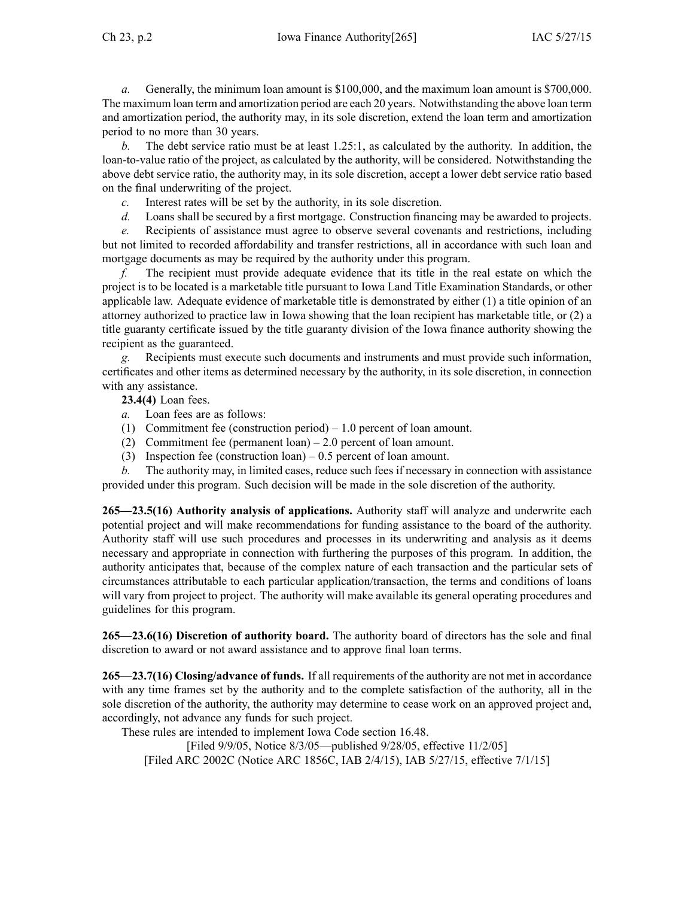*a.* Generally, the minimum loan amount is $100,000, and the maximum loan amount is $700,000. The maximum loan term and amortization period are each 20 years. Notwithstanding the above loan term and amortization period, the authority may, in its sole discretion, extend the loan term and amortization period to no more than 30 years.

*b.* The debt service ratio must be at least 1.25:1, as calculated by the authority. In addition, the loan-to-value ratio of the project, as calculated by the authority, will be considered. Notwithstanding the above debt service ratio, the authority may, in its sole discretion, accept a lower debt service ratio based on the final underwriting of the project.

*c.* Interest rates will be set by the authority, in its sole discretion.

*d.* Loans shall be secured by a first mortgage. Construction financing may be awarded to projects.

*e.* Recipients of assistance must agree to observe several covenants and restrictions, including but not limited to recorded affordability and transfer restrictions, all in accordance with such loan and mortgage documents as may be required by the authority under this program.

*f.* The recipient must provide adequate evidence that its title in the real estate on which the project is to be located is a marketable title pursuant to Iowa Land Title Examination Standards, or other applicable law. Adequate evidence of marketable title is demonstrated by either (1) a title opinion of an attorney authorized to practice law in Iowa showing that the loan recipient has marketable title, or (2) a title guaranty certificate issued by the title guaranty division of the Iowa finance authority showing the recipient as the guaranteed.

*g.* Recipients must execute such documents and instruments and must provide such information, certificates and other items as determined necessary by the authority, in its sole discretion, in connection with any assistance.

**23.4(4)** Loan fees.

*a.* Loan fees are as follows:

(1) Commitment fee (construction period) – 1.0 percent of loan amount.

(2) Commitment fee (permanent loan) – 2.0 percent of loan amount.

(3) Inspection fee (construction loan) – 0.5 percent of loan amount.

*b.* The authority may, in limited cases, reduce such fees if necessary in connection with assistance provided under this program. Such decision will be made in the sole discretion of the authority.

**265—23.5(16) Authority analysis of applications.** Authority staff will analyze and underwrite each potential project and will make recommendations for funding assistance to the board of the authority. Authority staff will use such procedures and processes in its underwriting and analysis as it deems necessary and appropriate in connection with furthering the purposes of this program. In addition, the authority anticipates that, because of the complex nature of each transaction and the particular sets of circumstances attributable to each particular application/transaction, the terms and conditions of loans will vary from project to project. The authority will make available its general operating procedures and guidelines for this program.

**265—23.6(16) Discretion of authority board.** The authority board of directors has the sole and final discretion to award or not award assistance and to approve final loan terms.

**265—23.7(16) Closing/advance of funds.** If all requirements of the authority are not met in accordance with any time frames set by the authority and to the complete satisfaction of the authority, all in the sole discretion of the authority, the authority may determine to cease work on an approved project and, accordingly, not advance any funds for such project.

These rules are intended to implement Iowa Code section 16.48.

[Filed 9/9/05, Notice 8/3/05—published 9/28/05, effective 11/2/05]

[Filed ARC 2002C (Notice ARC 1856C, IAB 2/4/15), IAB 5/27/15, effective 7/1/15]